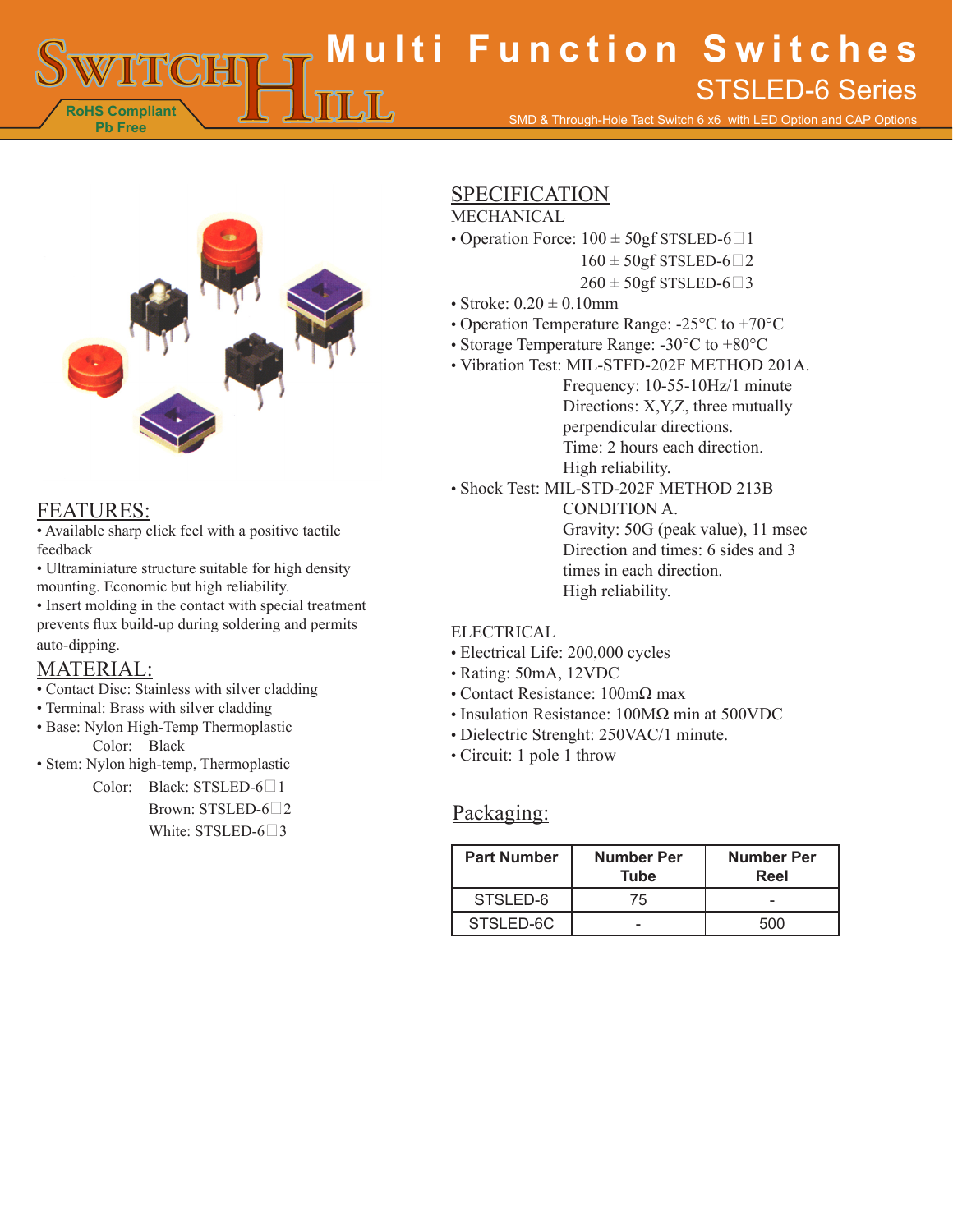# Multi Function Switches

## STSLED-6 Series

SMD & Through-Hole Tact Switch 6 x6 with LED Option and CAP Options

RoHS Compliant
Pb Free

## FEATURES:

- Available sharp click feel with a positive tactile feedback
- Ultraminiature structure suitable for high density mounting. Economic but high reliability.
- Insert molding in the contact with special treatment prevents flux build-up during soldering and permits auto-dipping.

## MATERIAL:

- Contact Disc: Stainless with silver cladding
- Terminal: Brass with silver cladding
- Base: Nylon High-Temp Thermoplastic
  Color: Black
- Stem: Nylon high-temp, Thermoplastic
  Color: Black: STSLED-6□1
  Brown: STSLED-6□2
  White: STSLED-6□3

## SPECIFICATION

### MECHANICAL

- Operation Force: 100 ± 50gf STSLED-6□1
  160 ± 50gf STSLED-6□2
  260 ± 50gf STSLED-6□3
- Stroke: 0.20 ± 0.10mm
- Operation Temperature Range: -25°C to +70°C
- Storage Temperature Range: -30°C to +80°C
- Vibration Test: MIL-STFD-202F METHOD 201A.
  Frequency: 10-55-10Hz/1 minute
  Directions: X,Y,Z, three mutually perpendicular directions.
  Time: 2 hours each direction.
  High reliability.
- Shock Test: MIL-STD-202F METHOD 213B CONDITION A.
  Gravity: 50G (peak value), 11 msec
  Direction and times: 6 sides and 3 times in each direction.
  High reliability.

### ELECTRICAL

- Electrical Life: 200,000 cycles
- Rating: 50mA, 12VDC
- Contact Resistance: 100mΩ max
- Insulation Resistance: 100MΩ min at 500VDC
- Dielectric Strenght: 250VAC/1 minute.
- Circuit: 1 pole 1 throw

## Packaging:

| Part Number | Number Per Tube | Number Per Reel |
|---|---|---|
| STSLED-6 | 75 | - |
| STSLED-6C | - | 500 |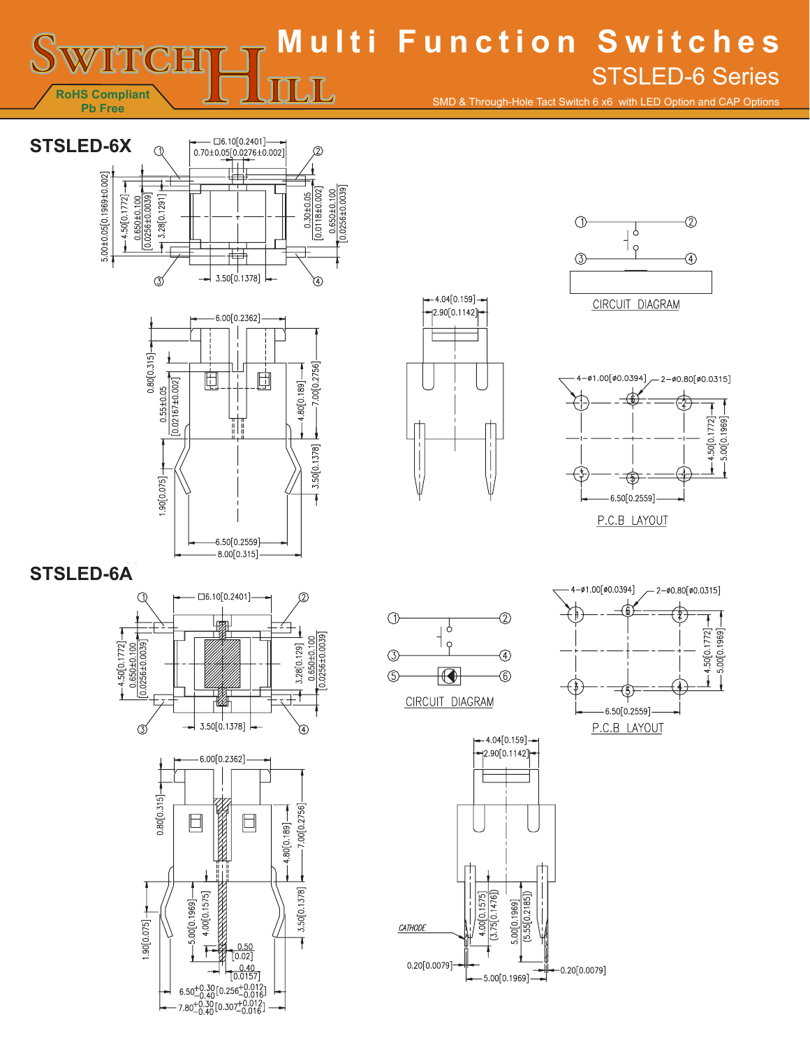# Multi Function Switches

## STSLED-6 Series

SMD & Through-Hole Tact Switch 6 x6 with LED Option and CAP Options

RoHS Compliant
Pb Free

## STSLED-6X

□6.10[0.2401]
0.70±0.05[0.0276±0.002]
5.00±0.05[0.1969±0.002]
4.50[0.1772]
0.650±0.100 [0.0256±0.0039]
3.28[0.1291]
0.30±0.05 [0.0118±0.002]
0.650±0.100 [0.0256±0.0039]
3.50[0.1378]

6.00[0.2362]
0.80[0.315]
0.55±0.05 [0.02167±0.002]
4.80[0.189]
7.00[0.2756]
1.90[0.075]
3.50[0.1378]
6.50[0.2559]
8.00[0.315]

4.04[0.159]
2.90[0.1142]

CIRCUIT DIAGRAM

4−ø1.00[ø0.0394]
2−ø0.80[ø0.0315]
4.50[0.1772]
5.00[0.1969]
6.50[0.2559]

P.C.B LAYOUT

## STSLED-6A

□6.10[0.2401]
4.50[0.1772]
0.650±0.100 [0.0256±0.0039]
3.28[0.129]
0.650±0.100 [0.0256±0.0039]
3.50[0.1378]

CIRCUIT DIAGRAM

4−ø1.00[ø0.0394]
2−ø0.80[ø0.0315]
4.50[0.1772]
5.00[0.1969]
6.50[0.2559]

P.C.B LAYOUT

6.00[0.2362]
0.80[0.315]
4.80[0.189]
7.00[0.2756]
1.90[0.075]
5.00[0.1969]
4.00[0.1575]
3.50[0.1378]
0.50 [0.02]
0.40 [0.0157]
$6.50^{+0.30}_{-0.40}$ $[0.256^{+0.012}_{-0.016}]$
$7.80^{+0.30}_{-0.40}$ $[0.307^{+0.012}_{-0.016}]$

4.04[0.159]
2.90[0.1142]
CATHODE
4.00[0.1575]
(3.75[0.1476])
5.00[0.1969]
(5.55[0.2185])
0.20[0.0079]
5.00[0.1969]
0.20[0.0079]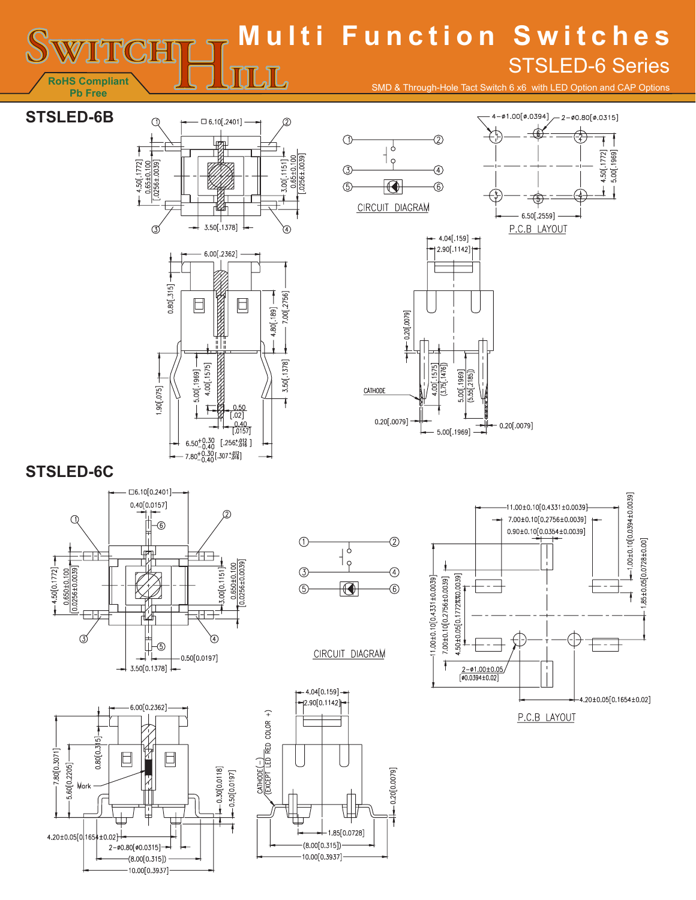# Multi Function Switches

## STSLED-6 Series

SMD & Through-Hole Tact Switch 6 x6 with LED Option and CAP Options

RoHS Compliant
Pb Free

## STSLED-6B

□ 6.10[.2401]

4.50[.1772]
0.65±0.100 [.0256±.0039]
3.00[.1151]
0.65±0.100 [.0256±.0039]
3.50[.1378]

CIRCUIT DIAGRAM

4-ø1.00[ø.0394]
2-ø0.80[ø.0315]
4.50[.1772]
5.00[.1969]
6.50[.2559]

P.C.B LAYOUT

6.00[.2362]
0.80[.315]
4.80[.189]
7.00[.2756]
1.90[.075]
5.00[.1969]
4.00[.1575]
3.50[.1378]
0.50 [.02]
0.40 [.0157]
$6.50^{+0.30}_{-0.40}$ $[.256^{+.012}_{-.016}]$
$7.80^{+0.30}_{-0.40}$ $[.307^{+.012}_{-.016}]$

4.04[.159]
2.90[.1142]
0.20[.0079]
CATHODE
4.00[.1575] (3.75[.1476])
5.00[.1969] (5.55[.2185])
0.20[.0079]
5.00[.1969]
0.20[.0079]

## STSLED-6C

□6.10[0.2401]
0.40[0.0157]
4.50[0.1772]
0.650±0.100 [0.0256±0.0039]
3.00[0.1151]
0.650±0.100 [0.0256±0.0039]
0.50[0.0197]
3.50[0.1378]

CIRCUIT DIAGRAM

11.00±0.10[0.4331±0.0039]
7.00±0.10[0.2756±0.0039]
0.90±0.10[0.0354±0.0039]
1.00±0.10[0.0394±0.0039]
1.85±0.05[0.0728±0.00]
11.00±0.10[0.4331±0.0039]
7.00±0.10[0.2756±0.0039]
4.50±0.05[0.1772±0.0039]
2-ø1.00±0.05 [ø0.0394±0.02]
4.20±0.05[0.1654±0.02]

P.C.B LAYOUT

6.00[0.2362]
0.80[0.315]
7.80[0.3071]
5.60[0.2205]
Mark
0.30[0.0118]
0.50[0.0197]
4.20±0.05[0.1654±0.02]
2-ø0.80[ø0.0315]
(8.00[0.315])
10.00[0.3937]

CATHODE(-) (EXCEPT LED RED COLOR +)
4.04[0.159]
2.90[0.1142]
0.20[0.0079]
1.85[0.0728]
(8.00[0.315])
10.00[0.3937]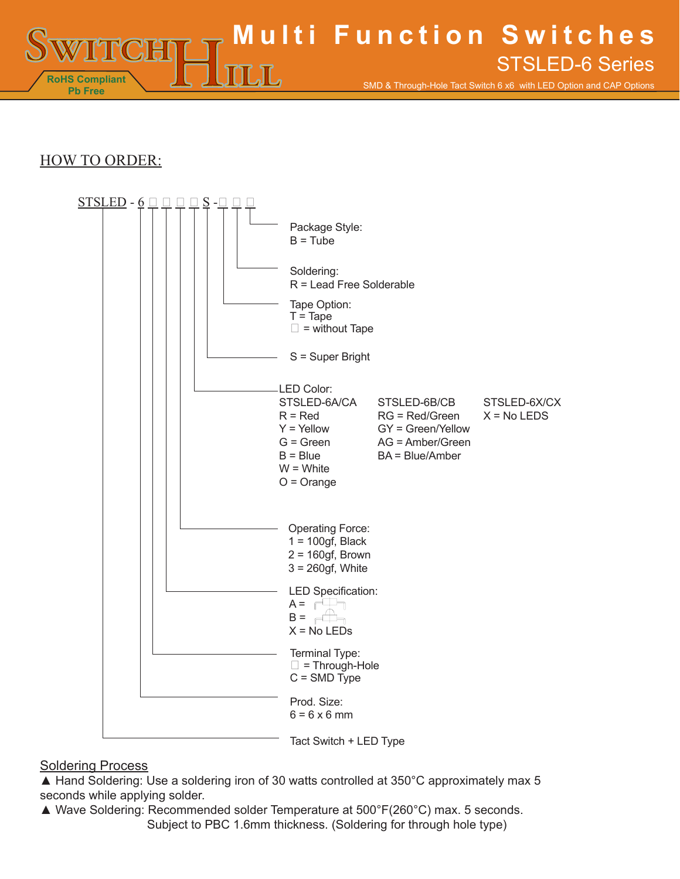# HOW TO ORDER:

STSLED - 6 □ □ □ □ S -□ □ □

Package Style:
B = Tube

Soldering:
R = Lead Free Solderable

Tape Option:
T = Tape
□ = without Tape

S = Super Bright

LED Color:

| STSLED-6A/CA | STSLED-6B/CB | STSLED-6X/CX |
|---|---|---|
| R = Red | RG = Red/Green | X = No LEDS |
| Y = Yellow | GY = Green/Yellow | |
| G = Green | AG = Amber/Green | |
| B = Blue | BA = Blue/Amber | |
| W = White | | |
| O = Orange | | |

Operating Force:
1 = 100gf, Black
2 = 160gf, Brown
3 = 260gf, White

LED Specification:
A =
B =
X = No LEDs

Terminal Type:
□ = Through-Hole
C = SMD Type

Prod. Size:
6 = 6 x 6 mm

Tact Switch + LED Type

## Soldering Process

▲ Hand Soldering: Use a soldering iron of 30 watts controlled at 350°C approximately max 5 seconds while applying solder.

▲ Wave Soldering: Recommended solder Temperature at 500°F(260°C) max. 5 seconds. Subject to PBC 1.6mm thickness. (Soldering for through hole type)